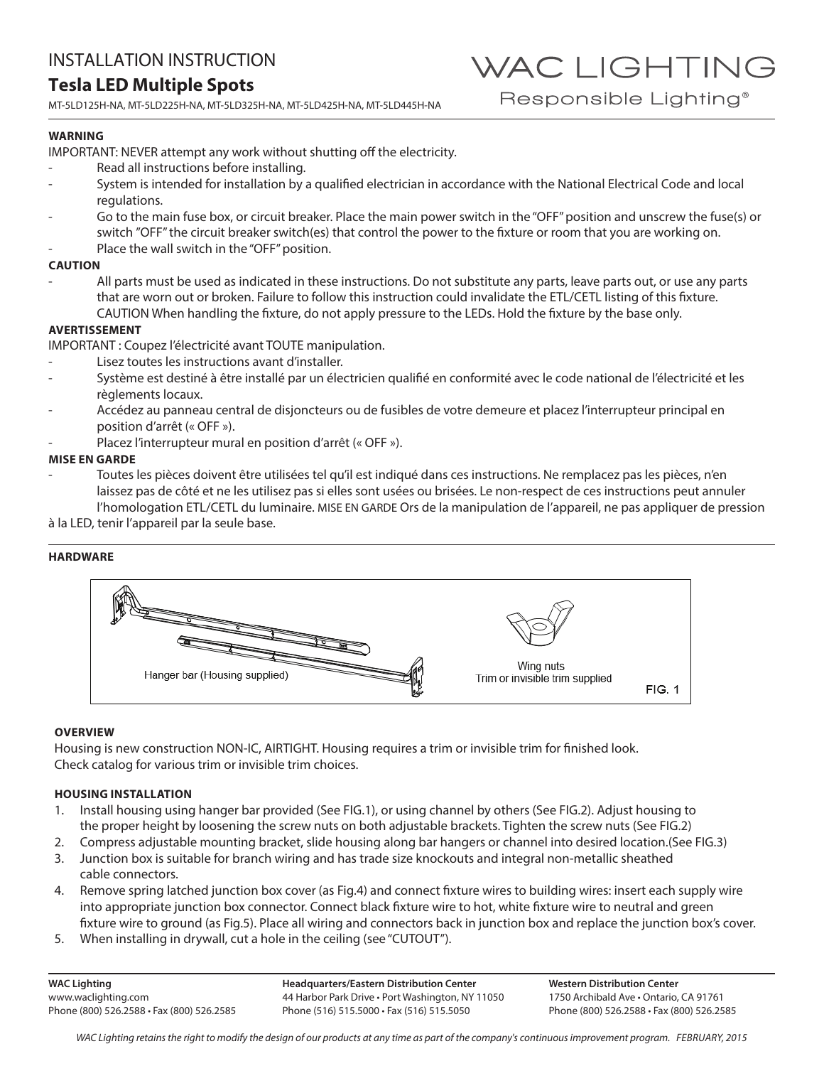# INSTALLATION INSTRUCTION

## Tesla LED Multiple Spots

MT-5LD125H-NA, MT-5LD225H-NA, MT-5LD325H-NA, MT-5LD425H-NA, MT-5LD445H-NA

WAC LIGHTING
Responsible Lighting®

**WARNING**

IMPORTANT: NEVER attempt any work without shutting off the electricity.

- Read all instructions before installing.
- System is intended for installation by a qualified electrician in accordance with the National Electrical Code and local regulations.
- Go to the main fuse box, or circuit breaker. Place the main power switch in the "OFF" position and unscrew the fuse(s) or switch "OFF" the circuit breaker switch(es) that control the power to the fixture or room that you are working on.
- Place the wall switch in the "OFF" position.

**CAUTION**

- All parts must be used as indicated in these instructions. Do not substitute any parts, leave parts out, or use any parts that are worn out or broken. Failure to follow this instruction could invalidate the ETL/CETL listing of this fixture. CAUTION When handling the fixture, do not apply pressure to the LEDs. Hold the fixture by the base only.

**AVERTISSEMENT**

IMPORTANT : Coupez l'électricité avant TOUTE manipulation.

- Lisez toutes les instructions avant d'installer.
- Système est destiné à être installé par un électricien qualifié en conformité avec le code national de l'électricité et les règlements locaux.
- Accédez au panneau central de disjoncteurs ou de fusibles de votre demeure et placez l'interrupteur principal en position d'arrêt (« OFF »).
- Placez l'interrupteur mural en position d'arrêt (« OFF »).

**MISE EN GARDE**

- Toutes les pièces doivent être utilisées tel qu'il est indiqué dans ces instructions. Ne remplacez pas les pièces, n'en laissez pas de côté et ne les utilisez pas si elles sont usées ou brisées. Le non-respect de ces instructions peut annuler l'homologation ETL/CETL du luminaire. MISE EN GARDE Ors de la manipulation de l'appareil, ne pas appliquer de pression à la LED, tenir l'appareil par la seule base.

**HARDWARE**

Hanger bar (Housing supplied)

Wing nuts
Trim or invisible trim supplied

FIG. 1

**OVERVIEW**

Housing is new construction NON-IC, AIRTIGHT. Housing requires a trim or invisible trim for finished look.
Check catalog for various trim or invisible trim choices.

**HOUSING INSTALLATION**

1. Install housing using hanger bar provided (See FIG.1), or using channel by others (See FIG.2). Adjust housing to the proper height by loosening the screw nuts on both adjustable brackets. Tighten the screw nuts (See FIG.2)
2. Compress adjustable mounting bracket, slide housing along bar hangers or channel into desired location.(See FIG.3)
3. Junction box is suitable for branch wiring and has trade size knockouts and integral non-metallic sheathed cable connectors.
4. Remove spring latched junction box cover (as Fig.4) and connect fixture wires to building wires: insert each supply wire into appropriate junction box connector. Connect black fixture wire to hot, white fixture wire to neutral and green fixture wire to ground (as Fig.5). Place all wiring and connectors back in junction box and replace the junction box's cover.
5. When installing in drywall, cut a hole in the ceiling (see "CUTOUT").

**WAC Lighting**
www.waclighting.com
Phone (800) 526.2588 • Fax (800) 526.2585

**Headquarters/Eastern Distribution Center**
44 Harbor Park Drive • Port Washington, NY 11050
Phone (516) 515.5000 • Fax (516) 515.5050

**Western Distribution Center**
1750 Archibald Ave • Ontario, CA 91761
Phone (800) 526.2588 • Fax (800) 526.2585

*WAC Lighting retains the right to modify the design of our products at any time as part of the company's continuous improvement program. FEBRUARY, 2015*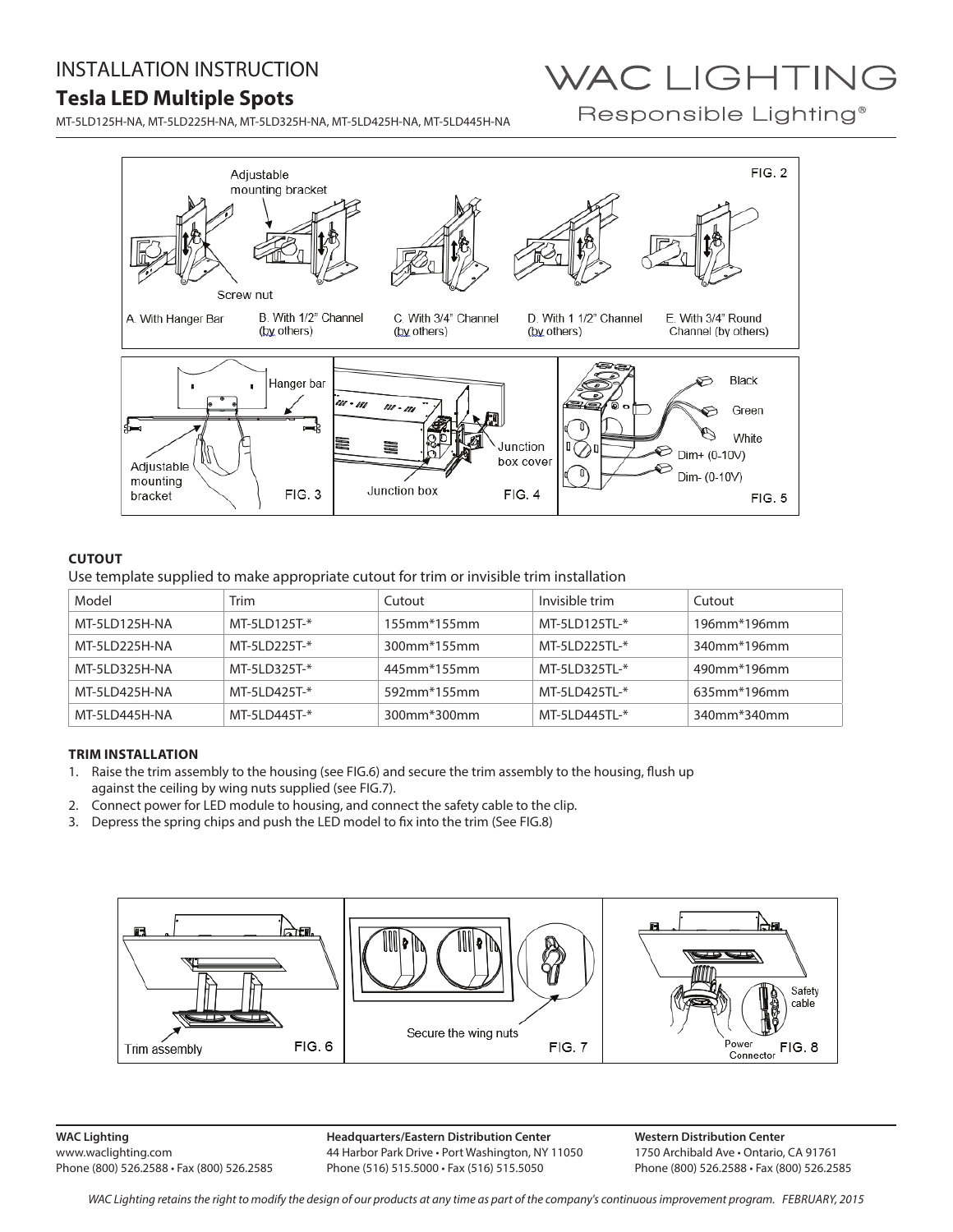# INSTALLATION INSTRUCTION

## Tesla LED Multiple Spots

MT-5LD125H-NA, MT-5LD225H-NA, MT-5LD325H-NA, MT-5LD425H-NA, MT-5LD445H-NA

### CUTOUT

Use template supplied to make appropriate cutout for trim or invisible trim installation

| Model | Trim | Cutout | Invisible trim | Cutout |
|---|---|---|---|---|
| MT-5LD125H-NA | MT-5LD125T-* | 155mm*155mm | MT-5LD125TL-* | 196mm*196mm |
| MT-5LD225H-NA | MT-5LD225T-* | 300mm*155mm | MT-5LD225TL-* | 340mm*196mm |
| MT-5LD325H-NA | MT-5LD325T-* | 445mm*155mm | MT-5LD325TL-* | 490mm*196mm |
| MT-5LD425H-NA | MT-5LD425T-* | 592mm*155mm | MT-5LD425TL-* | 635mm*196mm |
| MT-5LD445H-NA | MT-5LD445T-* | 300mm*300mm | MT-5LD445TL-* | 340mm*340mm |

### TRIM INSTALLATION

1. Raise the trim assembly to the housing (see FIG.6) and secure the trim assembly to the housing, flush up against the ceiling by wing nuts supplied (see FIG.7).
2. Connect power for LED module to housing, and connect the safety cable to the clip.
3. Depress the spring chips and push the LED model to fix into the trim (See FIG.8)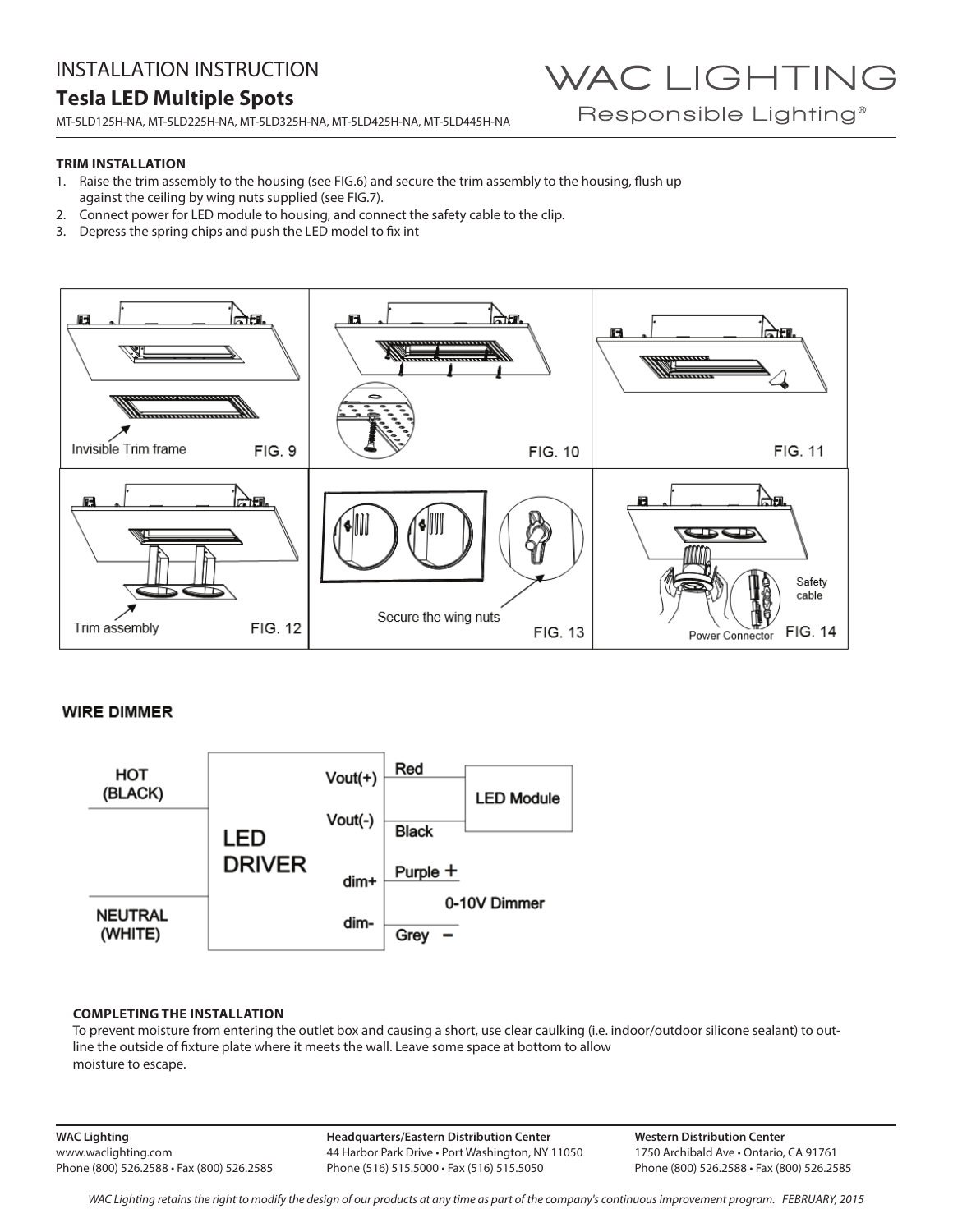# INSTALLATION INSTRUCTION

## Tesla LED Multiple Spots

MT-5LD125H-NA, MT-5LD225H-NA, MT-5LD325H-NA, MT-5LD425H-NA, MT-5LD445H-NA

WAC LIGHTING
Responsible Lighting®

**TRIM INSTALLATION**

1. Raise the trim assembly to the housing (see FIG.6) and secure the trim assembly to the housing, flush up against the ceiling by wing nuts supplied (see FIG.7).
2. Connect power for LED module to housing, and connect the safety cable to the clip.
3. Depress the spring chips and push the LED model to fix int

Invisible Trim frame
FIG. 9

FIG. 10

FIG. 11

Trim assembly
FIG. 12

Secure the wing nuts
FIG. 13

Safety cable
Power Connector
FIG. 14

**WIRE DIMMER**

HOT (BLACK)
NEUTRAL (WHITE)
LED DRIVER
Vout(+)
Vout(-)
dim+
dim-
Red
Black
Purple +
Grey −
LED Module
0-10V Dimmer

**COMPLETING THE INSTALLATION**

To prevent moisture from entering the outlet box and causing a short, use clear caulking (i.e. indoor/outdoor silicone sealant) to outline the outside of fixture plate where it meets the wall. Leave some space at bottom to allow moisture to escape.

**WAC Lighting**
www.waclighting.com
Phone (800) 526.2588 • Fax (800) 526.2585

**Headquarters/Eastern Distribution Center**
44 Harbor Park Drive • Port Washington, NY 11050
Phone (516) 515.5000 • Fax (516) 515.5050

**Western Distribution Center**
1750 Archibald Ave • Ontario, CA 91761
Phone (800) 526.2588 • Fax (800) 526.2585

*WAC Lighting retains the right to modify the design of our products at any time as part of the company's continuous improvement program. FEBRUARY, 2015*